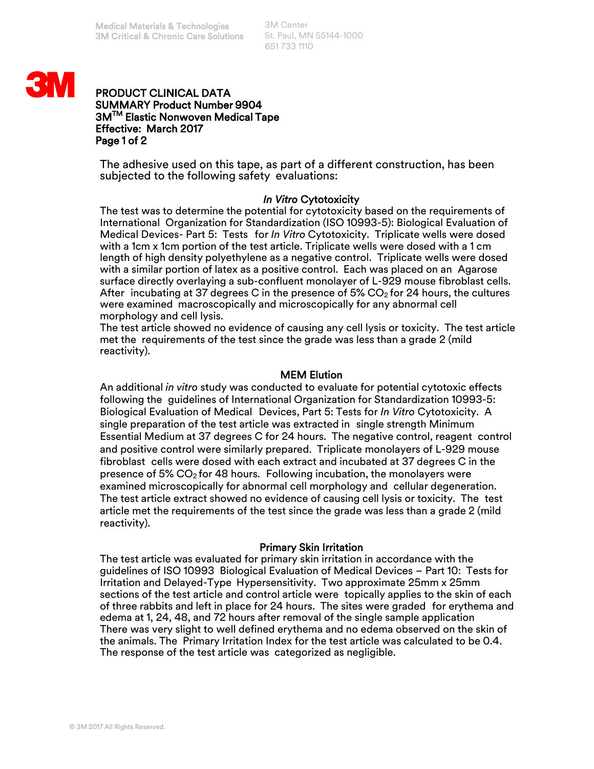Medical Materials & Technologies
3M Critical & Chronic Care Solutions

3M Center
St. Paul, MN 55144-1000
651 733 1110

**PRODUCT CLINICAL DATA SUMMARY Product Number 9904**
**3M™ Elastic Nonwoven Medical Tape**
**Effective: March 2017**

The adhesive used on this tape, as part of a different construction, has been subjected to the following safety evaluations:

## *In Vitro* Cytotoxicity

The test was to determine the potential for cytotoxicity based on the requirements of International Organization for Standardization (ISO 10993-5): Biological Evaluation of Medical Devices- Part 5: Tests for *In Vitro* Cytotoxicity. Triplicate wells were dosed with a 1cm x 1cm portion of the test article. Triplicate wells were dosed with a 1 cm length of high density polyethylene as a negative control. Triplicate wells were dosed with a similar portion of latex as a positive control. Each was placed on an Agarose surface directly overlaying a sub-confluent monolayer of L-929 mouse fibroblast cells. After incubating at 37 degrees C in the presence of 5% $CO_2$ for 24 hours, the cultures were examined macroscopically and microscopically for any abnormal cell morphology and cell lysis.
The test article showed no evidence of causing any cell lysis or toxicity. The test article met the requirements of the test since the grade was less than a grade 2 (mild reactivity).

## MEM Elution

An additional *in vitro* study was conducted to evaluate for potential cytotoxic effects following the guidelines of International Organization for Standardization 10993-5: Biological Evaluation of Medical Devices, Part 5: Tests for *In Vitro* Cytotoxicity. A single preparation of the test article was extracted in single strength Minimum Essential Medium at 37 degrees C for 24 hours. The negative control, reagent control and positive control were similarly prepared. Triplicate monolayers of L-929 mouse fibroblast cells were dosed with each extract and incubated at 37 degrees C in the presence of 5% $CO_2$ for 48 hours. Following incubation, the monolayers were examined microscopically for abnormal cell morphology and cellular degeneration. The test article extract showed no evidence of causing cell lysis or toxicity. The test article met the requirements of the test since the grade was less than a grade 2 (mild reactivity).

## Primary Skin Irritation

The test article was evaluated for primary skin irritation in accordance with the guidelines of ISO 10993 Biological Evaluation of Medical Devices – Part 10: Tests for Irritation and Delayed-Type Hypersensitivity. Two approximate 25mm x 25mm sections of the test article and control article were topically applies to the skin of each of three rabbits and left in place for 24 hours. The sites were graded for erythema and edema at 1, 24, 48, and 72 hours after removal of the single sample application
There was very slight to well defined erythema and no edema observed on the skin of the animals. The Primary Irritation Index for the test article was calculated to be 0.4. The response of the test article was categorized as negligible.

© 3M 2017 All Rights Reserved.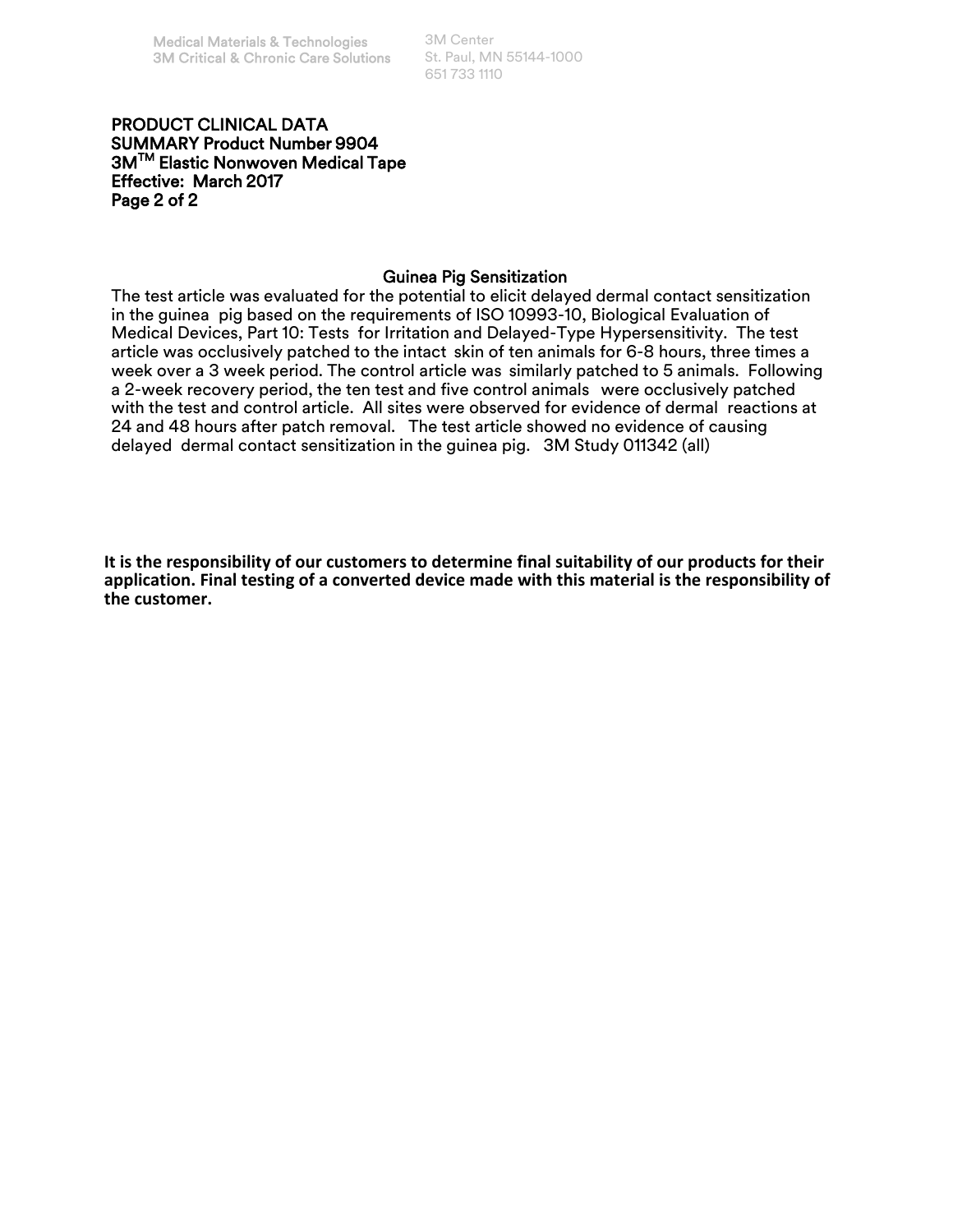PRODUCT CLINICAL DATA SUMMARY Product Number 9904

3M™ Elastic Nonwoven Medical Tape

Effective: March 2017

## Guinea Pig Sensitization

The test article was evaluated for the potential to elicit delayed dermal contact sensitization in the guinea pig based on the requirements of ISO 10993-10, Biological Evaluation of Medical Devices, Part 10: Tests for Irritation and Delayed-Type Hypersensitivity. The test article was occlusively patched to the intact skin of ten animals for 6-8 hours, three times a week over a 3 week period. The control article was similarly patched to 5 animals. Following a 2-week recovery period, the ten test and five control animals were occlusively patched with the test and control article. All sites were observed for evidence of dermal reactions at 24 and 48 hours after patch removal. The test article showed no evidence of causing delayed dermal contact sensitization in the guinea pig. 3M Study 011342 (all)

**It is the responsibility of our customers to determine final suitability of our products for their application. Final testing of a converted device made with this material is the responsibility of the customer.**